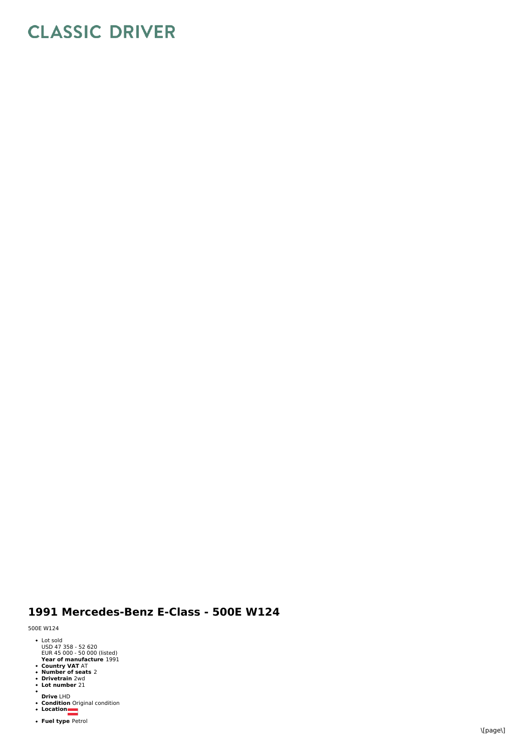# CLASSIC DRIVER

## 1991 Mercedes-Benz E-Class - 500E W124

500E W124

- Lot sold
  USD 47 358 - 52 620
  EUR 45 000 - 50 000 (listed)
  **Year of manufacture** 1991
- **Country VAT** AT
- **Number of seats** 2
- **Drivetrain** 2wd
- **Lot number** 21
- 
  **Drive** LHD
- **Condition** Original condition
- **Location**
- **Fuel type** Petrol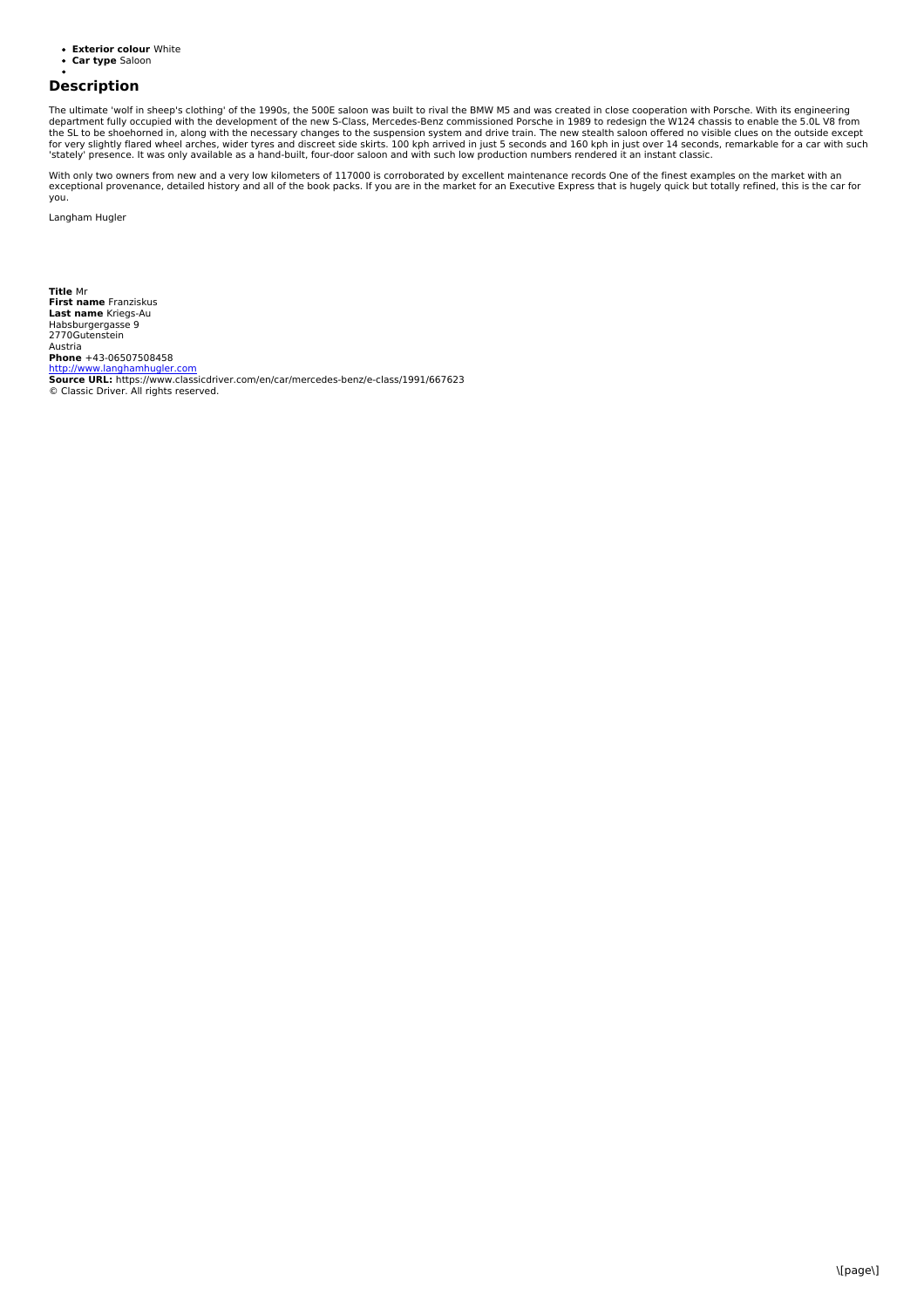- **Exterior colour** White
- **Car type** Saloon
- 

## Description

The ultimate 'wolf in sheep's clothing' of the 1990s, the 500E saloon was built to rival the BMW M5 and was created in close cooperation with Porsche. With its engineering department fully occupied with the development of the new S-Class, Mercedes-Benz commissioned Porsche in 1989 to redesign the W124 chassis to enable the 5.0L V8 from the SL to be shoehorned in, along with the necessary changes to the suspension system and drive train. The new stealth saloon offered no visible clues on the outside except for very slightly flared wheel arches, wider tyres and discreet side skirts. 100 kph arrived in just 5 seconds and 160 kph in just over 14 seconds, remarkable for a car with such 'stately' presence. It was only available as a hand-built, four-door saloon and with such low production numbers rendered it an instant classic.

With only two owners from new and a very low kilometers of 117000 is corroborated by excellent maintenance records One of the finest examples on the market with an exceptional provenance, detailed history and all of the book packs. If you are in the market for an Executive Express that is hugely quick but totally refined, this is the car for you.

Langham Hugler

**Title** Mr
**First name** Franziskus
**Last name** Kriegs-Au
Habsburgergasse 9
2770Gutenstein
Austria
**Phone** +43-06507508458
http://www.langhamhugler.com
**Source URL:** https://www.classicdriver.com/en/car/mercedes-benz/e-class/1991/667623
© Classic Driver. All rights reserved.